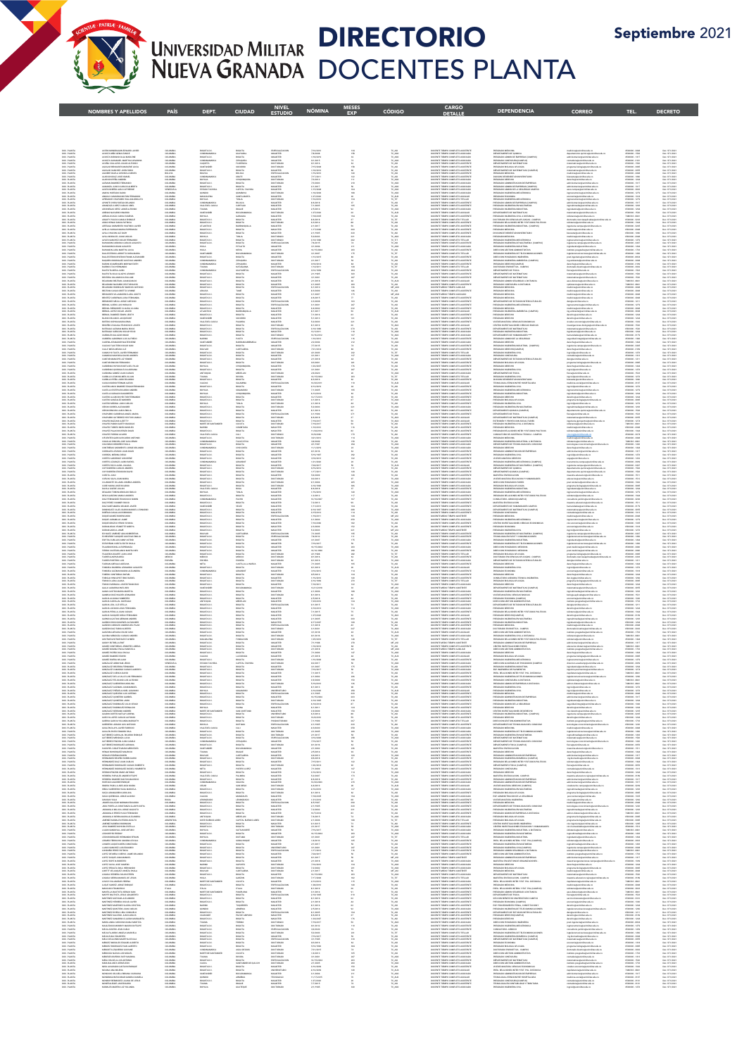# Universidad Militar Nueva Granada

# DIRECTORIO DOCENTES PLANTA

Septiembre 2021

| NOMBRES Y APELLIDOS | PAÍS | DEPT. | CIUDAD | NIVEL ESTUDIO | NÓMINA | MESES EXP | CÓDIGO | CARGO DETALLE | DEPENDENCIA | CORREO | TEL. | DECRETO |
|---|---|---|---|---|---|---|---|---|---|---|---|---|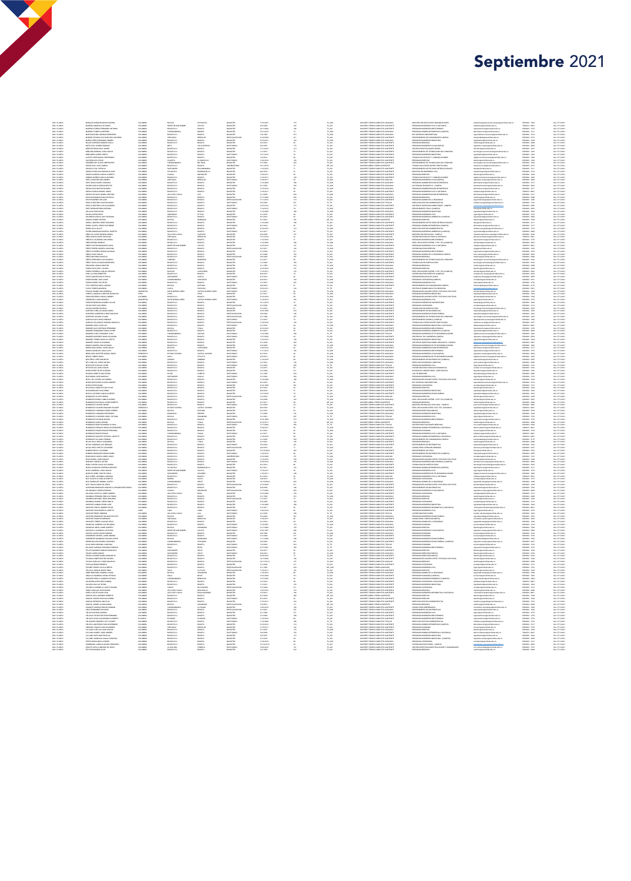# Septiembre 2021